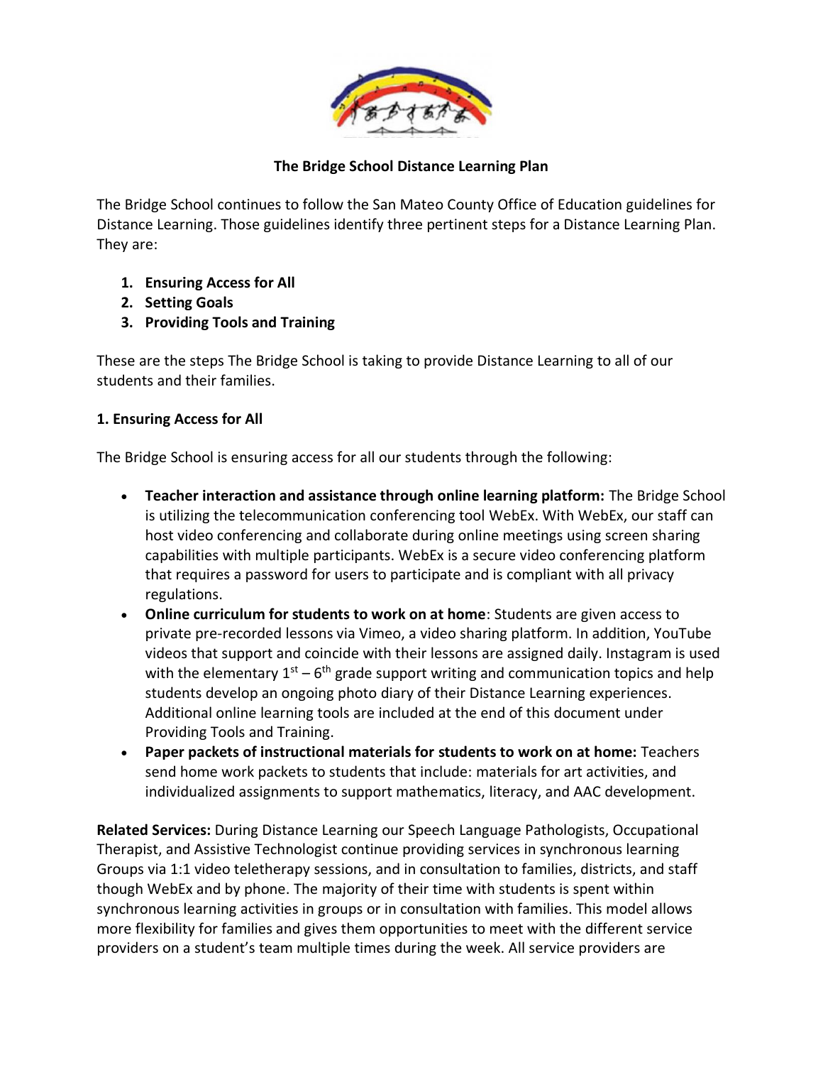# The Bridge School Distance Learning Plan

The Bridge School continues to follow the San Mateo County Office of Education guidelines for Distance Learning. Those guidelines identify three pertinent steps for a Distance Learning Plan. They are:

1. **Ensuring Access for All**
2. **Setting Goals**
3. **Providing Tools and Training**

These are the steps The Bridge School is taking to provide Distance Learning to all of our students and their families.

## 1. Ensuring Access for All

The Bridge School is ensuring access for all our students through the following:

- **Teacher interaction and assistance through online learning platform:** The Bridge School is utilizing the telecommunication conferencing tool WebEx. With WebEx, our staff can host video conferencing and collaborate during online meetings using screen sharing capabilities with multiple participants. WebEx is a secure video conferencing platform that requires a password for users to participate and is compliant with all privacy regulations.
- **Online curriculum for students to work on at home**: Students are given access to private pre-recorded lessons via Vimeo, a video sharing platform. In addition, YouTube videos that support and coincide with their lessons are assigned daily. Instagram is used with the elementary 1st – 6th grade support writing and communication topics and help students develop an ongoing photo diary of their Distance Learning experiences. Additional online learning tools are included at the end of this document under Providing Tools and Training.
- **Paper packets of instructional materials for students to work on at home:** Teachers send home work packets to students that include: materials for art activities, and individualized assignments to support mathematics, literacy, and AAC development.

**Related Services:** During Distance Learning our Speech Language Pathologists, Occupational Therapist, and Assistive Technologist continue providing services in synchronous learning Groups via 1:1 video teletherapy sessions, and in consultation to families, districts, and staff though WebEx and by phone. The majority of their time with students is spent within synchronous learning activities in groups or in consultation with families. This model allows more flexibility for families and gives them opportunities to meet with the different service providers on a student's team multiple times during the week. All service providers are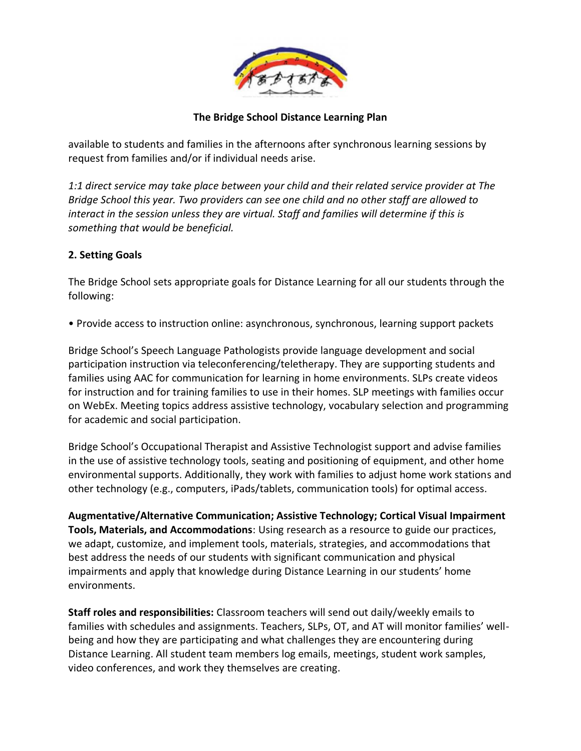available to students and families in the afternoons after synchronous learning sessions by request from families and/or if individual needs arise.

*1:1 direct service may take place between your child and their related service provider at The Bridge School this year. Two providers can see one child and no other staff are allowed to interact in the session unless they are virtual. Staff and families will determine if this is something that would be beneficial.*

## 2. Setting Goals

The Bridge School sets appropriate goals for Distance Learning for all our students through the following:

- Provide access to instruction online: asynchronous, synchronous, learning support packets

Bridge School's Speech Language Pathologists provide language development and social participation instruction via teleconferencing/teletherapy. They are supporting students and families using AAC for communication for learning in home environments. SLPs create videos for instruction and for training families to use in their homes. SLP meetings with families occur on WebEx. Meeting topics address assistive technology, vocabulary selection and programming for academic and social participation.

Bridge School's Occupational Therapist and Assistive Technologist support and advise families in the use of assistive technology tools, seating and positioning of equipment, and other home environmental supports. Additionally, they work with families to adjust home work stations and other technology (e.g., computers, iPads/tablets, communication tools) for optimal access.

**Augmentative/Alternative Communication; Assistive Technology; Cortical Visual Impairment Tools, Materials, and Accommodations**: Using research as a resource to guide our practices, we adapt, customize, and implement tools, materials, strategies, and accommodations that best address the needs of our students with significant communication and physical impairments and apply that knowledge during Distance Learning in our students' home environments.

**Staff roles and responsibilities:** Classroom teachers will send out daily/weekly emails to families with schedules and assignments. Teachers, SLPs, OT, and AT will monitor families' well-being and how they are participating and what challenges they are encountering during Distance Learning. All student team members log emails, meetings, student work samples, video conferences, and work they themselves are creating.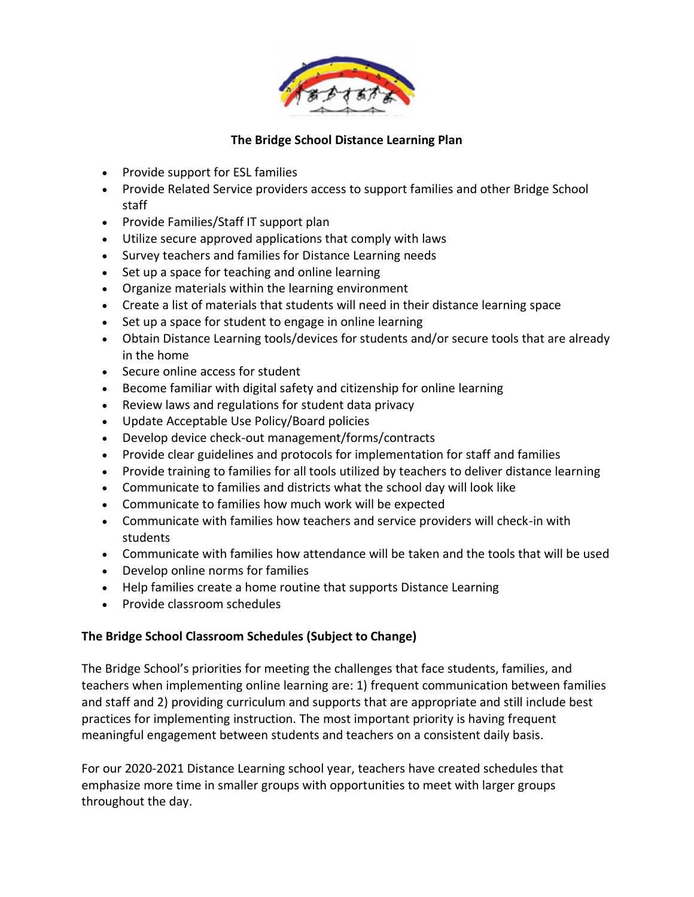**The Bridge School Distance Learning Plan**

- Provide support for ESL families
- Provide Related Service providers access to support families and other Bridge School staff
- Provide Families/Staff IT support plan
- Utilize secure approved applications that comply with laws
- Survey teachers and families for Distance Learning needs
- Set up a space for teaching and online learning
- Organize materials within the learning environment
- Create a list of materials that students will need in their distance learning space
- Set up a space for student to engage in online learning
- Obtain Distance Learning tools/devices for students and/or secure tools that are already in the home
- Secure online access for student
- Become familiar with digital safety and citizenship for online learning
- Review laws and regulations for student data privacy
- Update Acceptable Use Policy/Board policies
- Develop device check-out management/forms/contracts
- Provide clear guidelines and protocols for implementation for staff and families
- Provide training to families for all tools utilized by teachers to deliver distance learning
- Communicate to families and districts what the school day will look like
- Communicate to families how much work will be expected
- Communicate with families how teachers and service providers will check-in with students
- Communicate with families how attendance will be taken and the tools that will be used
- Develop online norms for families
- Help families create a home routine that supports Distance Learning
- Provide classroom schedules

**The Bridge School Classroom Schedules (Subject to Change)**

The Bridge School's priorities for meeting the challenges that face students, families, and teachers when implementing online learning are: 1) frequent communication between families and staff and 2) providing curriculum and supports that are appropriate and still include best practices for implementing instruction. The most important priority is having frequent meaningful engagement between students and teachers on a consistent daily basis.

For our 2020-2021 Distance Learning school year, teachers have created schedules that emphasize more time in smaller groups with opportunities to meet with larger groups throughout the day.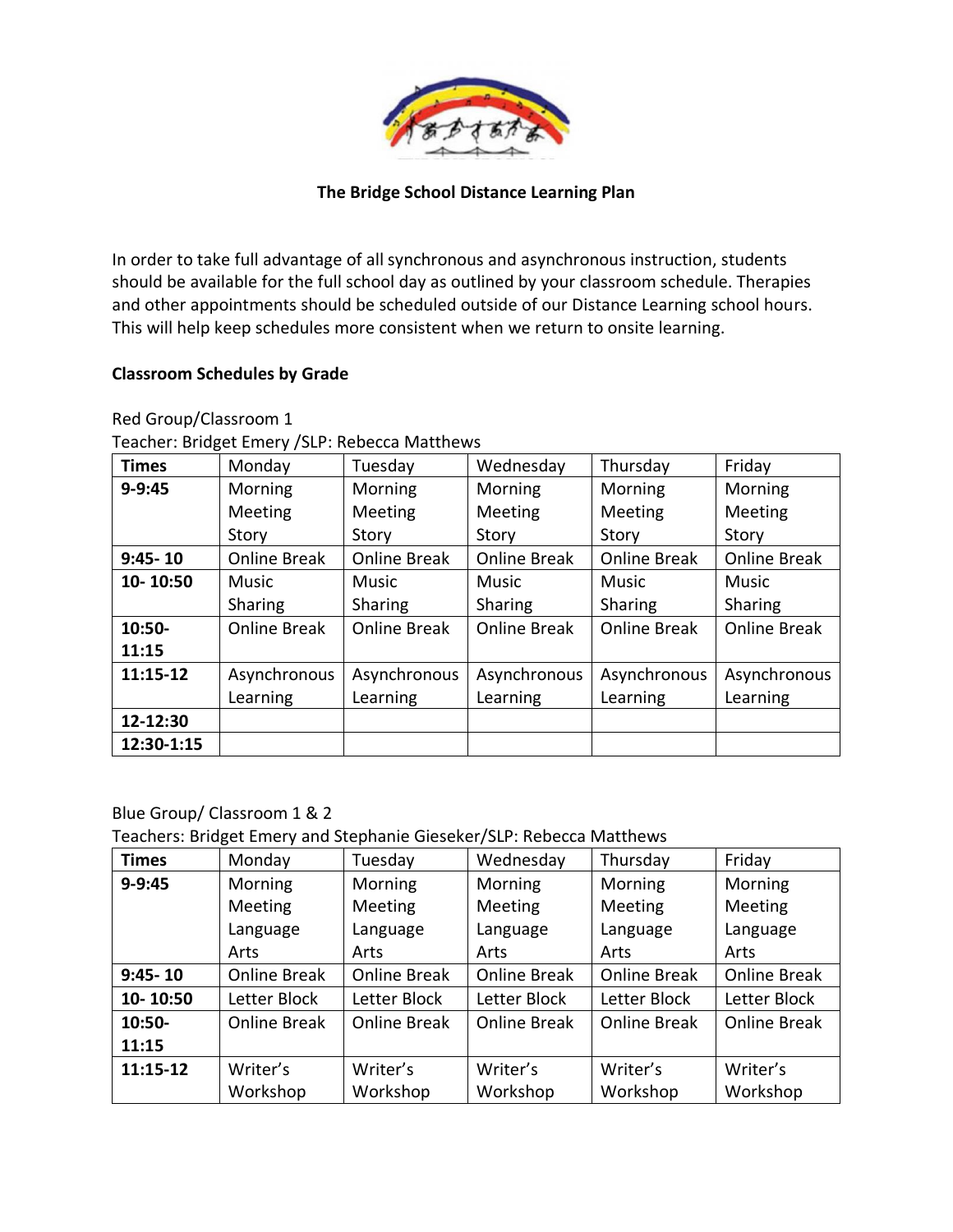**The Bridge School Distance Learning Plan**

In order to take full advantage of all synchronous and asynchronous instruction, students should be available for the full school day as outlined by your classroom schedule. Therapies and other appointments should be scheduled outside of our Distance Learning school hours. This will help keep schedules more consistent when we return to onsite learning.

**Classroom Schedules by Grade**

Red Group/Classroom 1
Teacher: Bridget Emery /SLP: Rebecca Matthews

| **Times** | Monday | Tuesday | Wednesday | Thursday | Friday |
|---|---|---|---|---|---|
| **9-9:45** | Morning Meeting Story | Morning Meeting Story | Morning Meeting Story | Morning Meeting Story | Morning Meeting Story |
| **9:45- 10** | Online Break | Online Break | Online Break | Online Break | Online Break |
| **10- 10:50** | Music Sharing | Music Sharing | Music Sharing | Music Sharing | Music Sharing |
| **10:50- 11:15** | Online Break | Online Break | Online Break | Online Break | Online Break |
| **11:15-12** | Asynchronous Learning | Asynchronous Learning | Asynchronous Learning | Asynchronous Learning | Asynchronous Learning |
| **12-12:30** | | | | | |
| **12:30-1:15** | | | | | |

Blue Group/ Classroom 1 & 2
Teachers: Bridget Emery and Stephanie Gieseker/SLP: Rebecca Matthews

| **Times** | Monday | Tuesday | Wednesday | Thursday | Friday |
|---|---|---|---|---|---|
| **9-9:45** | Morning Meeting Language Arts | Morning Meeting Language Arts | Morning Meeting Language Arts | Morning Meeting Language Arts | Morning Meeting Language Arts |
| **9:45- 10** | Online Break | Online Break | Online Break | Online Break | Online Break |
| **10- 10:50** | Letter Block | Letter Block | Letter Block | Letter Block | Letter Block |
| **10:50- 11:15** | Online Break | Online Break | Online Break | Online Break | Online Break |
| **11:15-12** | Writer's Workshop | Writer's Workshop | Writer's Workshop | Writer's Workshop | Writer's Workshop |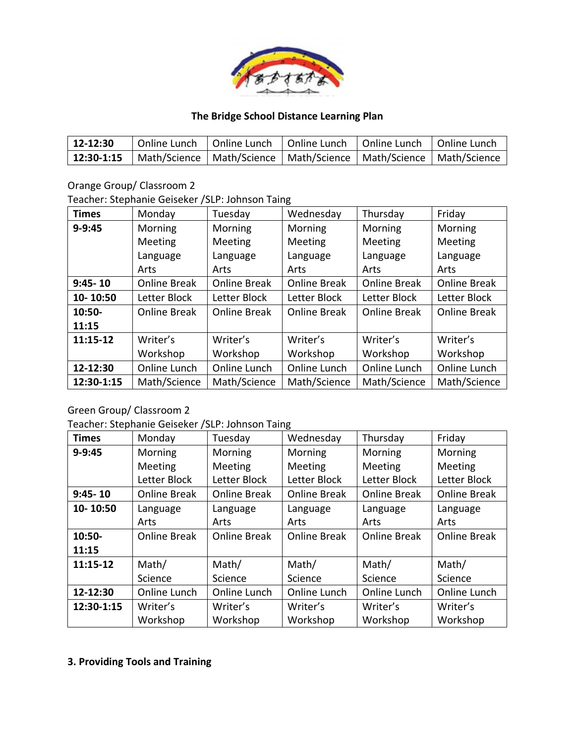**The Bridge School Distance Learning Plan**

| 12-12:30 | Online Lunch | Online Lunch | Online Lunch | Online Lunch | Online Lunch |
|---|---|---|---|---|---|
| **12:30-1:15** | Math/Science | Math/Science | Math/Science | Math/Science | Math/Science |

Orange Group/ Classroom 2
Teacher: Stephanie Geiseker /SLP: Johnson Taing

| Times | Monday | Tuesday | Wednesday | Thursday | Friday |
|---|---|---|---|---|---|
| **9-9:45** | Morning Meeting Language Arts | Morning Meeting Language Arts | Morning Meeting Language Arts | Morning Meeting Language Arts | Morning Meeting Language Arts |
| **9:45- 10** | Online Break | Online Break | Online Break | Online Break | Online Break |
| **10- 10:50** | Letter Block | Letter Block | Letter Block | Letter Block | Letter Block |
| **10:50- 11:15** | Online Break | Online Break | Online Break | Online Break | Online Break |
| **11:15-12** | Writer's Workshop | Writer's Workshop | Writer's Workshop | Writer's Workshop | Writer's Workshop |
| **12-12:30** | Online Lunch | Online Lunch | Online Lunch | Online Lunch | Online Lunch |
| **12:30-1:15** | Math/Science | Math/Science | Math/Science | Math/Science | Math/Science |

Green Group/ Classroom 2
Teacher: Stephanie Geiseker /SLP: Johnson Taing

| Times | Monday | Tuesday | Wednesday | Thursday | Friday |
|---|---|---|---|---|---|
| **9-9:45** | Morning Meeting Letter Block | Morning Meeting Letter Block | Morning Meeting Letter Block | Morning Meeting Letter Block | Morning Meeting Letter Block |
| **9:45- 10** | Online Break | Online Break | Online Break | Online Break | Online Break |
| **10- 10:50** | Language Arts | Language Arts | Language Arts | Language Arts | Language Arts |
| **10:50- 11:15** | Online Break | Online Break | Online Break | Online Break | Online Break |
| **11:15-12** | Math/ Science | Math/ Science | Math/ Science | Math/ Science | Math/ Science |
| **12-12:30** | Online Lunch | Online Lunch | Online Lunch | Online Lunch | Online Lunch |
| **12:30-1:15** | Writer's Workshop | Writer's Workshop | Writer's Workshop | Writer's Workshop | Writer's Workshop |

**3. Providing Tools and Training**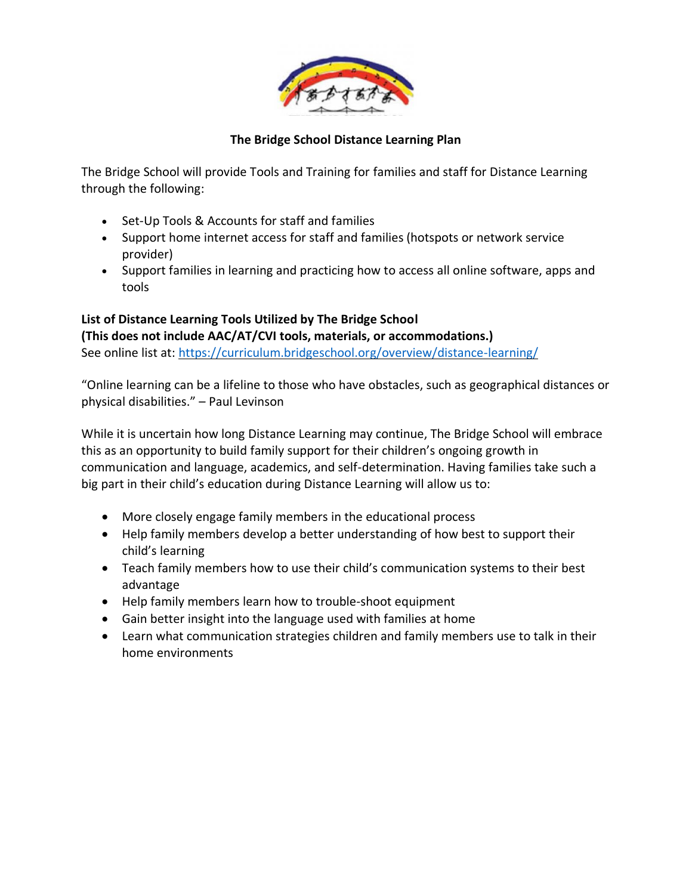**The Bridge School Distance Learning Plan**

The Bridge School will provide Tools and Training for families and staff for Distance Learning through the following:

- Set-Up Tools & Accounts for staff and families
- Support home internet access for staff and families (hotspots or network service provider)
- Support families in learning and practicing how to access all online software, apps and tools

**List of Distance Learning Tools Utilized by The Bridge School**
**(This does not include AAC/AT/CVI tools, materials, or accommodations.)**
See online list at: https://curriculum.bridgeschool.org/overview/distance-learning/

"Online learning can be a lifeline to those who have obstacles, such as geographical distances or physical disabilities." – Paul Levinson

While it is uncertain how long Distance Learning may continue, The Bridge School will embrace this as an opportunity to build family support for their children's ongoing growth in communication and language, academics, and self-determination. Having families take such a big part in their child's education during Distance Learning will allow us to:

- More closely engage family members in the educational process
- Help family members develop a better understanding of how best to support their child's learning
- Teach family members how to use their child's communication systems to their best advantage
- Help family members learn how to trouble-shoot equipment
- Gain better insight into the language used with families at home
- Learn what communication strategies children and family members use to talk in their home environments